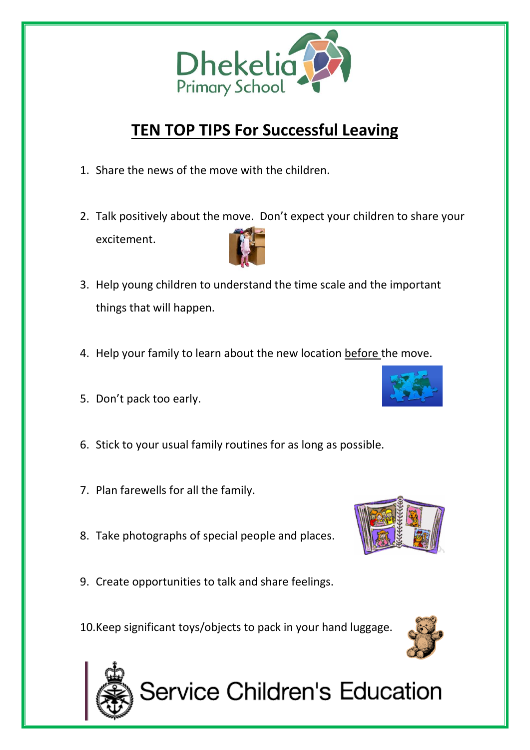Dhekelia Primary School

# TEN TOP TIPS For Successful Leaving

1. Share the news of the move with the children.
2. Talk positively about the move. Don't expect your children to share your excitement.
3. Help young children to understand the time scale and the important things that will happen.
4. Help your family to learn about the new location before the move.
5. Don't pack too early.
6. Stick to your usual family routines for as long as possible.
7. Plan farewells for all the family.
8. Take photographs of special people and places.
9. Create opportunities to talk and share feelings.
10. Keep significant toys/objects to pack in your hand luggage.

Service Children's Education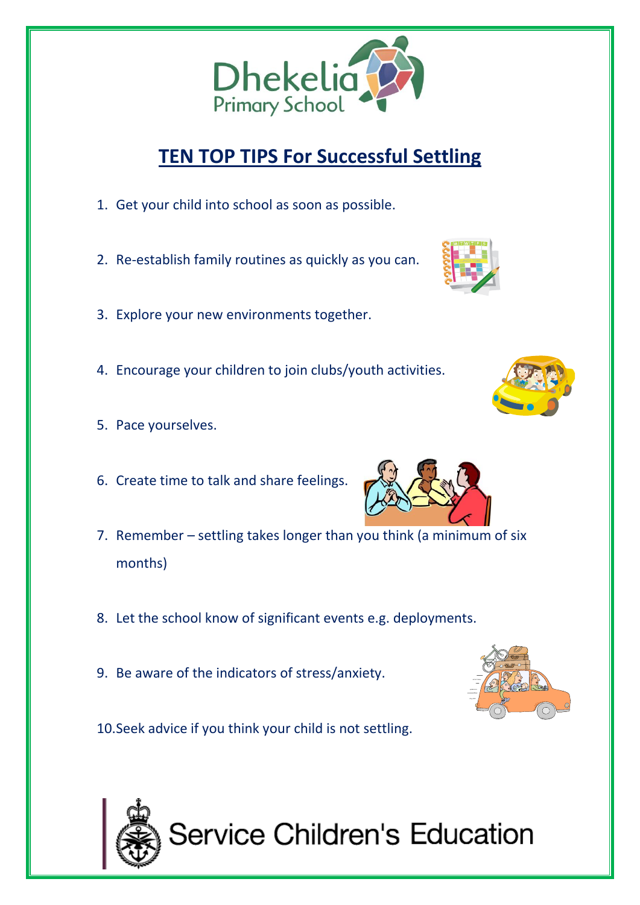Dhekelia Primary School

# TEN TOP TIPS For Successful Settling

1. Get your child into school as soon as possible.
2. Re-establish family routines as quickly as you can.
3. Explore your new environments together.
4. Encourage your children to join clubs/youth activities.
5. Pace yourselves.
6. Create time to talk and share feelings.
7. Remember – settling takes longer than you think (a minimum of six months)
8. Let the school know of significant events e.g. deployments.
9. Be aware of the indicators of stress/anxiety.
10. Seek advice if you think your child is not settling.

Service Children's Education